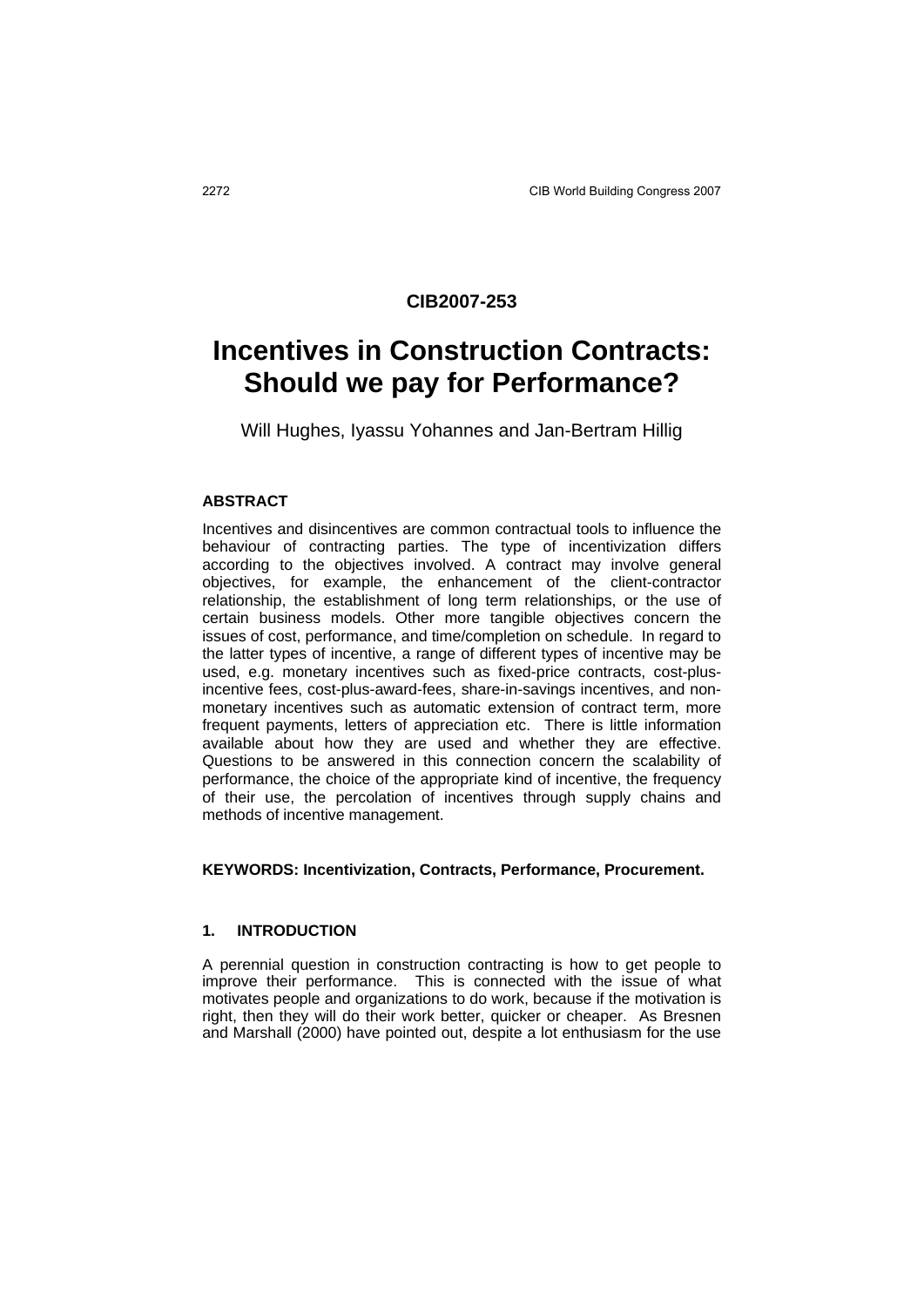**CIB2007-253**

# Incentives in Construction Contracts: Should we pay for Performance?

Will Hughes, Iyassu Yohannes and Jan-Bertram Hillig

## ABSTRACT

Incentives and disincentives are common contractual tools to influence the behaviour of contracting parties. The type of incentivization differs according to the objectives involved. A contract may involve general objectives, for example, the enhancement of the client-contractor relationship, the establishment of long term relationships, or the use of certain business models. Other more tangible objectives concern the issues of cost, performance, and time/completion on schedule. In regard to the latter types of incentive, a range of different types of incentive may be used, e.g. monetary incentives such as fixed-price contracts, cost-plus-incentive fees, cost-plus-award-fees, share-in-savings incentives, and non-monetary incentives such as automatic extension of contract term, more frequent payments, letters of appreciation etc. There is little information available about how they are used and whether they are effective. Questions to be answered in this connection concern the scalability of performance, the choice of the appropriate kind of incentive, the frequency of their use, the percolation of incentives through supply chains and methods of incentive management.

**KEYWORDS: Incentivization, Contracts, Performance, Procurement.**

## 1. INTRODUCTION

A perennial question in construction contracting is how to get people to improve their performance. This is connected with the issue of what motivates people and organizations to do work, because if the motivation is right, then they will do their work better, quicker or cheaper. As Bresnen and Marshall (2000) have pointed out, despite a lot enthusiasm for the use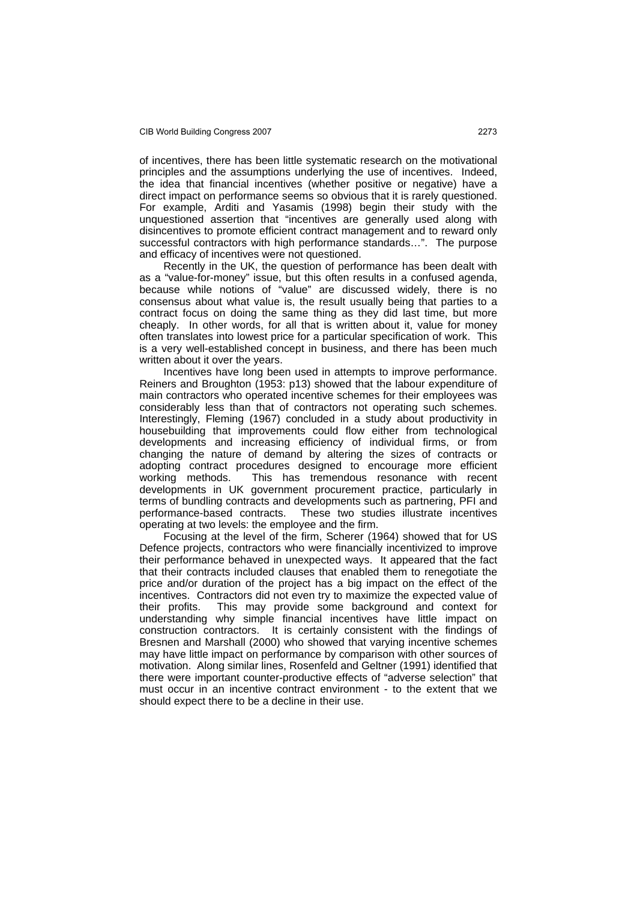of incentives, there has been little systematic research on the motivational principles and the assumptions underlying the use of incentives. Indeed, the idea that financial incentives (whether positive or negative) have a direct impact on performance seems so obvious that it is rarely questioned. For example, Arditi and Yasamis (1998) begin their study with the unquestioned assertion that "incentives are generally used along with disincentives to promote efficient contract management and to reward only successful contractors with high performance standards…". The purpose and efficacy of incentives were not questioned.

Recently in the UK, the question of performance has been dealt with as a "value-for-money" issue, but this often results in a confused agenda, because while notions of "value" are discussed widely, there is no consensus about what value is, the result usually being that parties to a contract focus on doing the same thing as they did last time, but more cheaply. In other words, for all that is written about it, value for money often translates into lowest price for a particular specification of work. This is a very well-established concept in business, and there has been much written about it over the years.

Incentives have long been used in attempts to improve performance. Reiners and Broughton (1953: p13) showed that the labour expenditure of main contractors who operated incentive schemes for their employees was considerably less than that of contractors not operating such schemes. Interestingly, Fleming (1967) concluded in a study about productivity in housebuilding that improvements could flow either from technological developments and increasing efficiency of individual firms, or from changing the nature of demand by altering the sizes of contracts or adopting contract procedures designed to encourage more efficient working methods. This has tremendous resonance with recent developments in UK government procurement practice, particularly in terms of bundling contracts and developments such as partnering, PFI and performance-based contracts. These two studies illustrate incentives operating at two levels: the employee and the firm.

Focusing at the level of the firm, Scherer (1964) showed that for US Defence projects, contractors who were financially incentivized to improve their performance behaved in unexpected ways. It appeared that the fact that their contracts included clauses that enabled them to renegotiate the price and/or duration of the project has a big impact on the effect of the incentives. Contractors did not even try to maximize the expected value of their profits. This may provide some background and context for understanding why simple financial incentives have little impact on construction contractors. It is certainly consistent with the findings of Bresnen and Marshall (2000) who showed that varying incentive schemes may have little impact on performance by comparison with other sources of motivation. Along similar lines, Rosenfeld and Geltner (1991) identified that there were important counter-productive effects of "adverse selection" that must occur in an incentive contract environment - to the extent that we should expect there to be a decline in their use.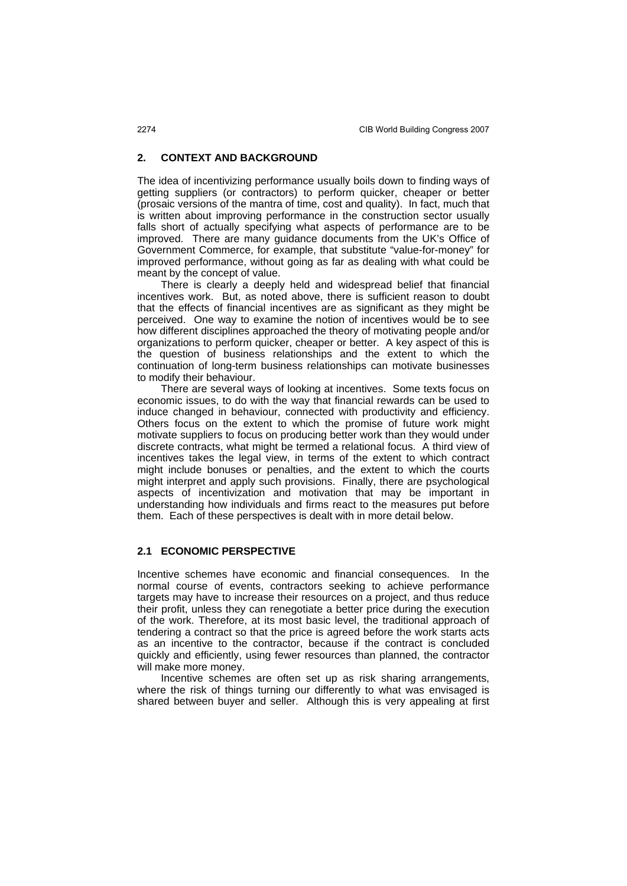## 2. CONTEXT AND BACKGROUND

The idea of incentivizing performance usually boils down to finding ways of getting suppliers (or contractors) to perform quicker, cheaper or better (prosaic versions of the mantra of time, cost and quality). In fact, much that is written about improving performance in the construction sector usually falls short of actually specifying what aspects of performance are to be improved. There are many guidance documents from the UK's Office of Government Commerce, for example, that substitute "value-for-money" for improved performance, without going as far as dealing with what could be meant by the concept of value.

There is clearly a deeply held and widespread belief that financial incentives work. But, as noted above, there is sufficient reason to doubt that the effects of financial incentives are as significant as they might be perceived. One way to examine the notion of incentives would be to see how different disciplines approached the theory of motivating people and/or organizations to perform quicker, cheaper or better. A key aspect of this is the question of business relationships and the extent to which the continuation of long-term business relationships can motivate businesses to modify their behaviour.

There are several ways of looking at incentives. Some texts focus on economic issues, to do with the way that financial rewards can be used to induce changed in behaviour, connected with productivity and efficiency. Others focus on the extent to which the promise of future work might motivate suppliers to focus on producing better work than they would under discrete contracts, what might be termed a relational focus. A third view of incentives takes the legal view, in terms of the extent to which contract might include bonuses or penalties, and the extent to which the courts might interpret and apply such provisions. Finally, there are psychological aspects of incentivization and motivation that may be important in understanding how individuals and firms react to the measures put before them. Each of these perspectives is dealt with in more detail below.

### 2.1 ECONOMIC PERSPECTIVE

Incentive schemes have economic and financial consequences. In the normal course of events, contractors seeking to achieve performance targets may have to increase their resources on a project, and thus reduce their profit, unless they can renegotiate a better price during the execution of the work. Therefore, at its most basic level, the traditional approach of tendering a contract so that the price is agreed before the work starts acts as an incentive to the contractor, because if the contract is concluded quickly and efficiently, using fewer resources than planned, the contractor will make more money.

Incentive schemes are often set up as risk sharing arrangements, where the risk of things turning our differently to what was envisaged is shared between buyer and seller. Although this is very appealing at first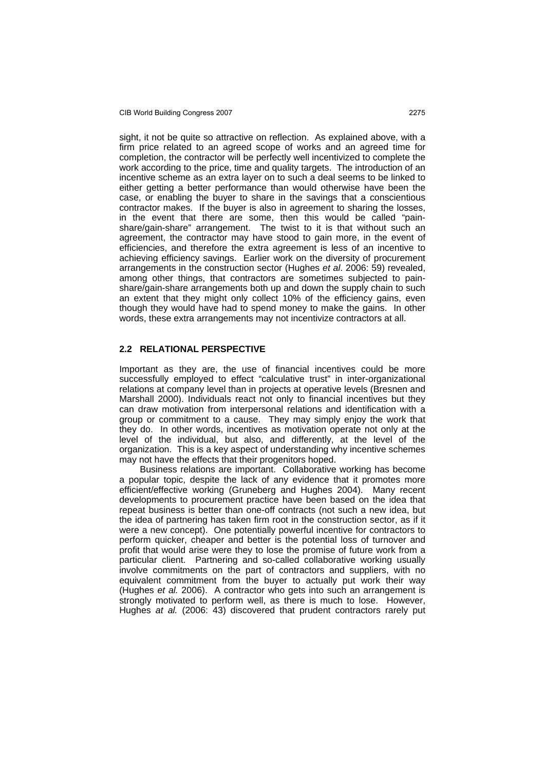sight, it not be quite so attractive on reflection. As explained above, with a firm price related to an agreed scope of works and an agreed time for completion, the contractor will be perfectly well incentivized to complete the work according to the price, time and quality targets. The introduction of an incentive scheme as an extra layer on to such a deal seems to be linked to either getting a better performance than would otherwise have been the case, or enabling the buyer to share in the savings that a conscientious contractor makes. If the buyer is also in agreement to sharing the losses, in the event that there are some, then this would be called "pain-share/gain-share" arrangement. The twist to it is that without such an agreement, the contractor may have stood to gain more, in the event of efficiencies, and therefore the extra agreement is less of an incentive to achieving efficiency savings. Earlier work on the diversity of procurement arrangements in the construction sector (Hughes *et al*. 2006: 59) revealed, among other things, that contractors are sometimes subjected to pain-share/gain-share arrangements both up and down the supply chain to such an extent that they might only collect 10% of the efficiency gains, even though they would have had to spend money to make the gains. In other words, these extra arrangements may not incentivize contractors at all.

### 2.2 RELATIONAL PERSPECTIVE

Important as they are, the use of financial incentives could be more successfully employed to effect "calculative trust" in inter-organizational relations at company level than in projects at operative levels (Bresnen and Marshall 2000). Individuals react not only to financial incentives but they can draw motivation from interpersonal relations and identification with a group or commitment to a cause. They may simply enjoy the work that they do. In other words, incentives as motivation operate not only at the level of the individual, but also, and differently, at the level of the organization. This is a key aspect of understanding why incentive schemes may not have the effects that their progenitors hoped.

Business relations are important. Collaborative working has become a popular topic, despite the lack of any evidence that it promotes more efficient/effective working (Gruneberg and Hughes 2004). Many recent developments to procurement practice have been based on the idea that repeat business is better than one-off contracts (not such a new idea, but the idea of partnering has taken firm root in the construction sector, as if it were a new concept). One potentially powerful incentive for contractors to perform quicker, cheaper and better is the potential loss of turnover and profit that would arise were they to lose the promise of future work from a particular client. Partnering and so-called collaborative working usually involve commitments on the part of contractors and suppliers, with no equivalent commitment from the buyer to actually put work their way (Hughes *et al.* 2006). A contractor who gets into such an arrangement is strongly motivated to perform well, as there is much to lose. However, Hughes *at al.* (2006: 43) discovered that prudent contractors rarely put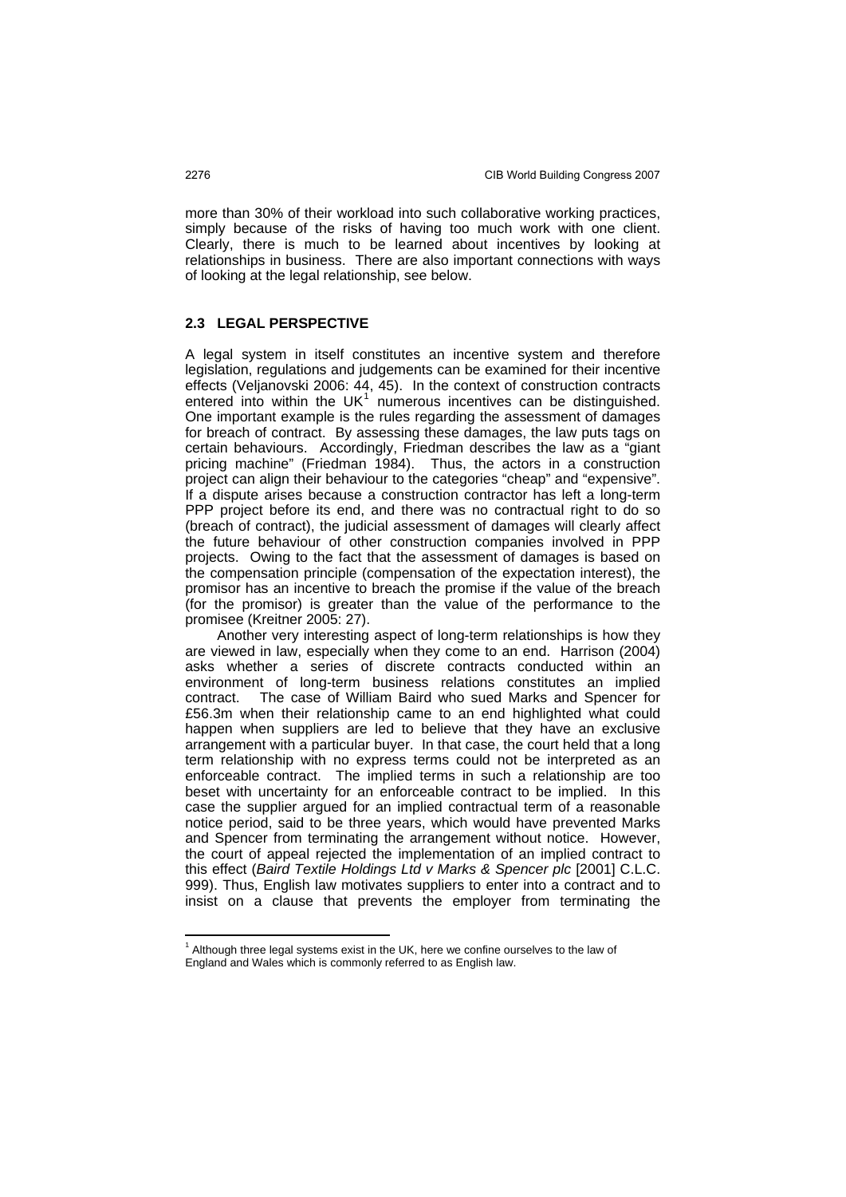more than 30% of their workload into such collaborative working practices, simply because of the risks of having too much work with one client. Clearly, there is much to be learned about incentives by looking at relationships in business. There are also important connections with ways of looking at the legal relationship, see below.

### 2.3 LEGAL PERSPECTIVE

A legal system in itself constitutes an incentive system and therefore legislation, regulations and judgements can be examined for their incentive effects (Veljanovski 2006: 44, 45). In the context of construction contracts entered into within the UK[1] numerous incentives can be distinguished. One important example is the rules regarding the assessment of damages for breach of contract. By assessing these damages, the law puts tags on certain behaviours. Accordingly, Friedman describes the law as a "giant pricing machine" (Friedman 1984). Thus, the actors in a construction project can align their behaviour to the categories "cheap" and "expensive". If a dispute arises because a construction contractor has left a long-term PPP project before its end, and there was no contractual right to do so (breach of contract), the judicial assessment of damages will clearly affect the future behaviour of other construction companies involved in PPP projects. Owing to the fact that the assessment of damages is based on the compensation principle (compensation of the expectation interest), the promisor has an incentive to breach the promise if the value of the breach (for the promisor) is greater than the value of the performance to the promisee (Kreitner 2005: 27).

Another very interesting aspect of long-term relationships is how they are viewed in law, especially when they come to an end. Harrison (2004) asks whether a series of discrete contracts conducted within an environment of long-term business relations constitutes an implied contract. The case of William Baird who sued Marks and Spencer for £56.3m when their relationship came to an end highlighted what could happen when suppliers are led to believe that they have an exclusive arrangement with a particular buyer. In that case, the court held that a long term relationship with no express terms could not be interpreted as an enforceable contract. The implied terms in such a relationship are too beset with uncertainty for an enforceable contract to be implied. In this case the supplier argued for an implied contractual term of a reasonable notice period, said to be three years, which would have prevented Marks and Spencer from terminating the arrangement without notice. However, the court of appeal rejected the implementation of an implied contract to this effect (*Baird Textile Holdings Ltd v Marks & Spencer plc* [2001] C.L.C. 999). Thus, English law motivates suppliers to enter into a contract and to insist on a clause that prevents the employer from terminating the

[1] Although three legal systems exist in the UK, here we confine ourselves to the law of England and Wales which is commonly referred to as English law.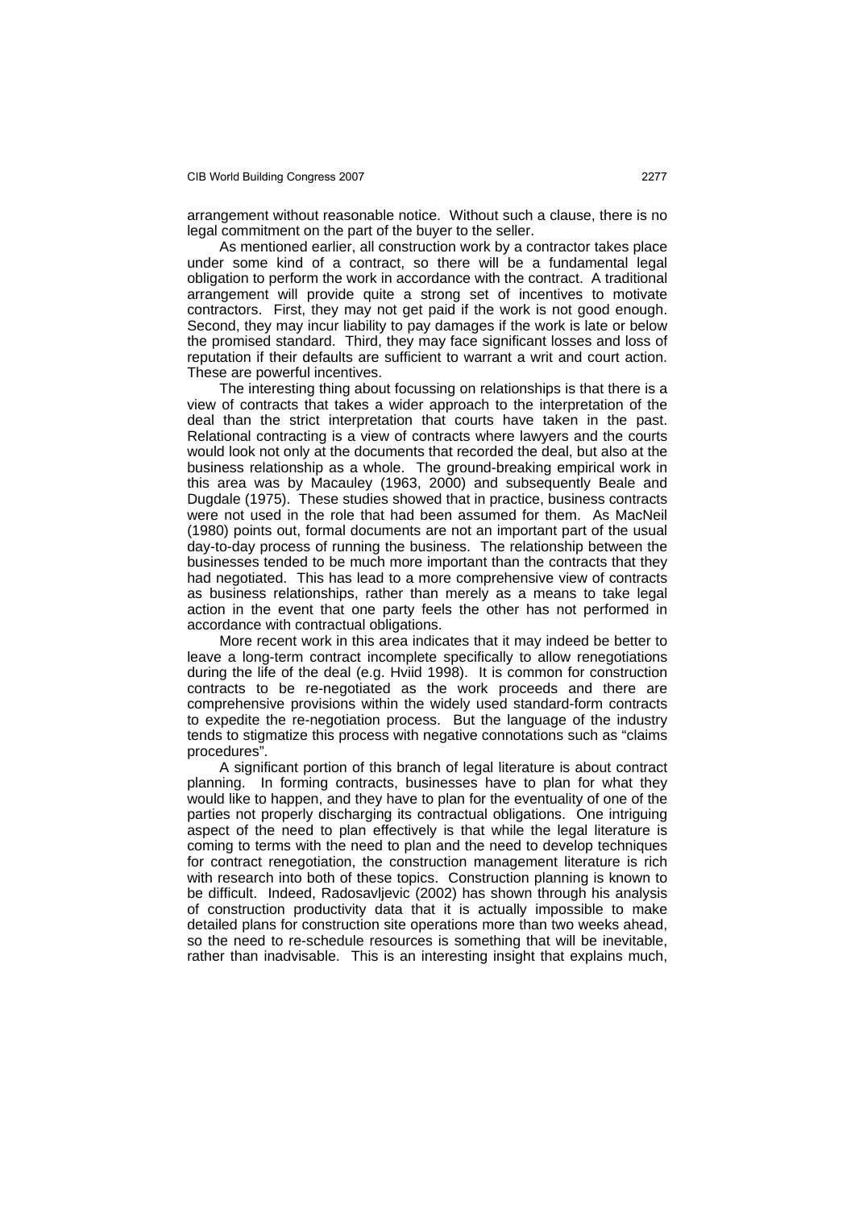arrangement without reasonable notice. Without such a clause, there is no legal commitment on the part of the buyer to the seller.

As mentioned earlier, all construction work by a contractor takes place under some kind of a contract, so there will be a fundamental legal obligation to perform the work in accordance with the contract. A traditional arrangement will provide quite a strong set of incentives to motivate contractors. First, they may not get paid if the work is not good enough. Second, they may incur liability to pay damages if the work is late or below the promised standard. Third, they may face significant losses and loss of reputation if their defaults are sufficient to warrant a writ and court action. These are powerful incentives.

The interesting thing about focussing on relationships is that there is a view of contracts that takes a wider approach to the interpretation of the deal than the strict interpretation that courts have taken in the past. Relational contracting is a view of contracts where lawyers and the courts would look not only at the documents that recorded the deal, but also at the business relationship as a whole. The ground-breaking empirical work in this area was by Macauley (1963, 2000) and subsequently Beale and Dugdale (1975). These studies showed that in practice, business contracts were not used in the role that had been assumed for them. As MacNeil (1980) points out, formal documents are not an important part of the usual day-to-day process of running the business. The relationship between the businesses tended to be much more important than the contracts that they had negotiated. This has lead to a more comprehensive view of contracts as business relationships, rather than merely as a means to take legal action in the event that one party feels the other has not performed in accordance with contractual obligations.

More recent work in this area indicates that it may indeed be better to leave a long-term contract incomplete specifically to allow renegotiations during the life of the deal (e.g. Hviid 1998). It is common for construction contracts to be re-negotiated as the work proceeds and there are comprehensive provisions within the widely used standard-form contracts to expedite the re-negotiation process. But the language of the industry tends to stigmatize this process with negative connotations such as "claims procedures".

A significant portion of this branch of legal literature is about contract planning. In forming contracts, businesses have to plan for what they would like to happen, and they have to plan for the eventuality of one of the parties not properly discharging its contractual obligations. One intriguing aspect of the need to plan effectively is that while the legal literature is coming to terms with the need to plan and the need to develop techniques for contract renegotiation, the construction management literature is rich with research into both of these topics. Construction planning is known to be difficult. Indeed, Radosavljevic (2002) has shown through his analysis of construction productivity data that it is actually impossible to make detailed plans for construction site operations more than two weeks ahead, so the need to re-schedule resources is something that will be inevitable, rather than inadvisable. This is an interesting insight that explains much,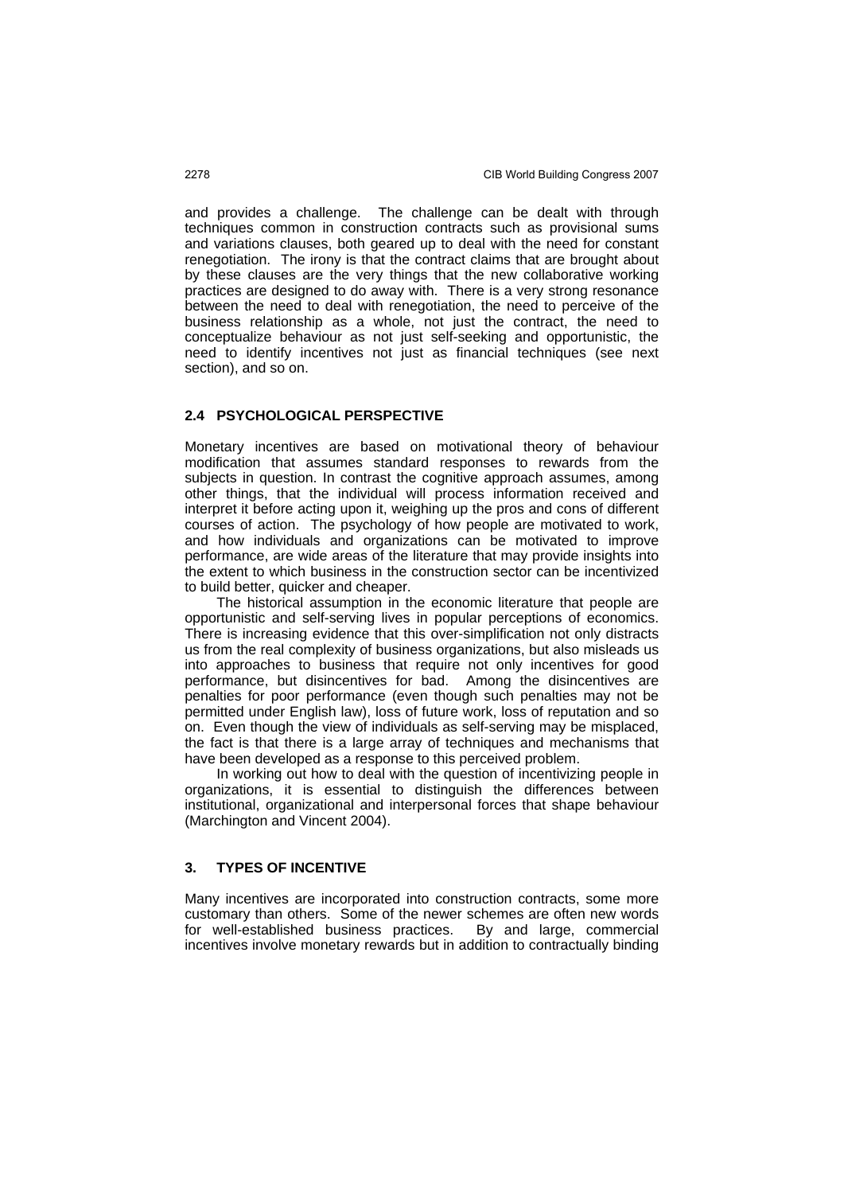and provides a challenge. The challenge can be dealt with through techniques common in construction contracts such as provisional sums and variations clauses, both geared up to deal with the need for constant renegotiation. The irony is that the contract claims that are brought about by these clauses are the very things that the new collaborative working practices are designed to do away with. There is a very strong resonance between the need to deal with renegotiation, the need to perceive of the business relationship as a whole, not just the contract, the need to conceptualize behaviour as not just self-seeking and opportunistic, the need to identify incentives not just as financial techniques (see next section), and so on.

### 2.4 PSYCHOLOGICAL PERSPECTIVE

Monetary incentives are based on motivational theory of behaviour modification that assumes standard responses to rewards from the subjects in question. In contrast the cognitive approach assumes, among other things, that the individual will process information received and interpret it before acting upon it, weighing up the pros and cons of different courses of action. The psychology of how people are motivated to work, and how individuals and organizations can be motivated to improve performance, are wide areas of the literature that may provide insights into the extent to which business in the construction sector can be incentivized to build better, quicker and cheaper.

The historical assumption in the economic literature that people are opportunistic and self-serving lives in popular perceptions of economics. There is increasing evidence that this over-simplification not only distracts us from the real complexity of business organizations, but also misleads us into approaches to business that require not only incentives for good performance, but disincentives for bad. Among the disincentives are penalties for poor performance (even though such penalties may not be permitted under English law), loss of future work, loss of reputation and so on. Even though the view of individuals as self-serving may be misplaced, the fact is that there is a large array of techniques and mechanisms that have been developed as a response to this perceived problem.

In working out how to deal with the question of incentivizing people in organizations, it is essential to distinguish the differences between institutional, organizational and interpersonal forces that shape behaviour (Marchington and Vincent 2004).

## 3. TYPES OF INCENTIVE

Many incentives are incorporated into construction contracts, some more customary than others. Some of the newer schemes are often new words for well-established business practices. By and large, commercial incentives involve monetary rewards but in addition to contractually binding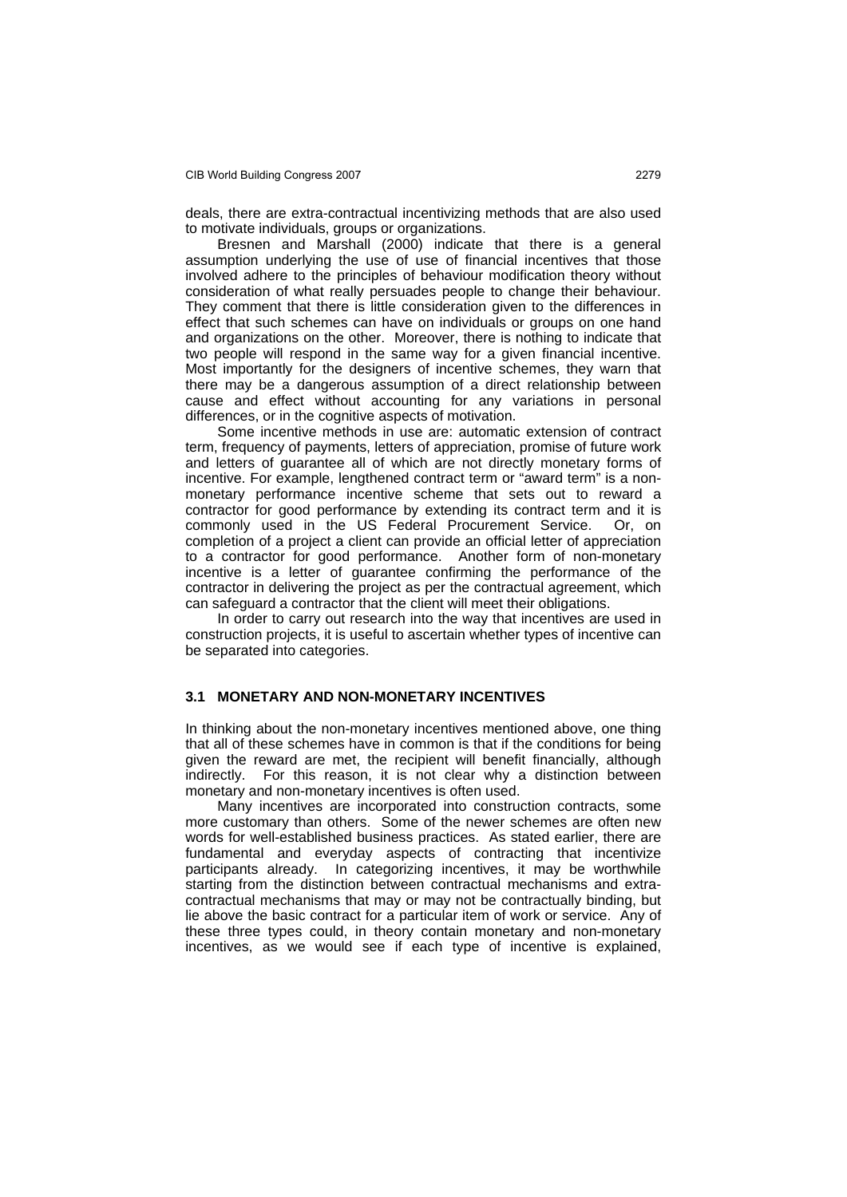deals, there are extra-contractual incentivizing methods that are also used to motivate individuals, groups or organizations.

Bresnen and Marshall (2000) indicate that there is a general assumption underlying the use of use of financial incentives that those involved adhere to the principles of behaviour modification theory without consideration of what really persuades people to change their behaviour. They comment that there is little consideration given to the differences in effect that such schemes can have on individuals or groups on one hand and organizations on the other. Moreover, there is nothing to indicate that two people will respond in the same way for a given financial incentive. Most importantly for the designers of incentive schemes, they warn that there may be a dangerous assumption of a direct relationship between cause and effect without accounting for any variations in personal differences, or in the cognitive aspects of motivation.

Some incentive methods in use are: automatic extension of contract term, frequency of payments, letters of appreciation, promise of future work and letters of guarantee all of which are not directly monetary forms of incentive. For example, lengthened contract term or "award term" is a non-monetary performance incentive scheme that sets out to reward a contractor for good performance by extending its contract term and it is commonly used in the US Federal Procurement Service. Or, on completion of a project a client can provide an official letter of appreciation to a contractor for good performance. Another form of non-monetary incentive is a letter of guarantee confirming the performance of the contractor in delivering the project as per the contractual agreement, which can safeguard a contractor that the client will meet their obligations.

In order to carry out research into the way that incentives are used in construction projects, it is useful to ascertain whether types of incentive can be separated into categories.

### 3.1 MONETARY AND NON-MONETARY INCENTIVES

In thinking about the non-monetary incentives mentioned above, one thing that all of these schemes have in common is that if the conditions for being given the reward are met, the recipient will benefit financially, although indirectly. For this reason, it is not clear why a distinction between monetary and non-monetary incentives is often used.

Many incentives are incorporated into construction contracts, some more customary than others. Some of the newer schemes are often new words for well-established business practices. As stated earlier, there are fundamental and everyday aspects of contracting that incentivize participants already. In categorizing incentives, it may be worthwhile starting from the distinction between contractual mechanisms and extra-contractual mechanisms that may or may not be contractually binding, but lie above the basic contract for a particular item of work or service. Any of these three types could, in theory contain monetary and non-monetary incentives, as we would see if each type of incentive is explained,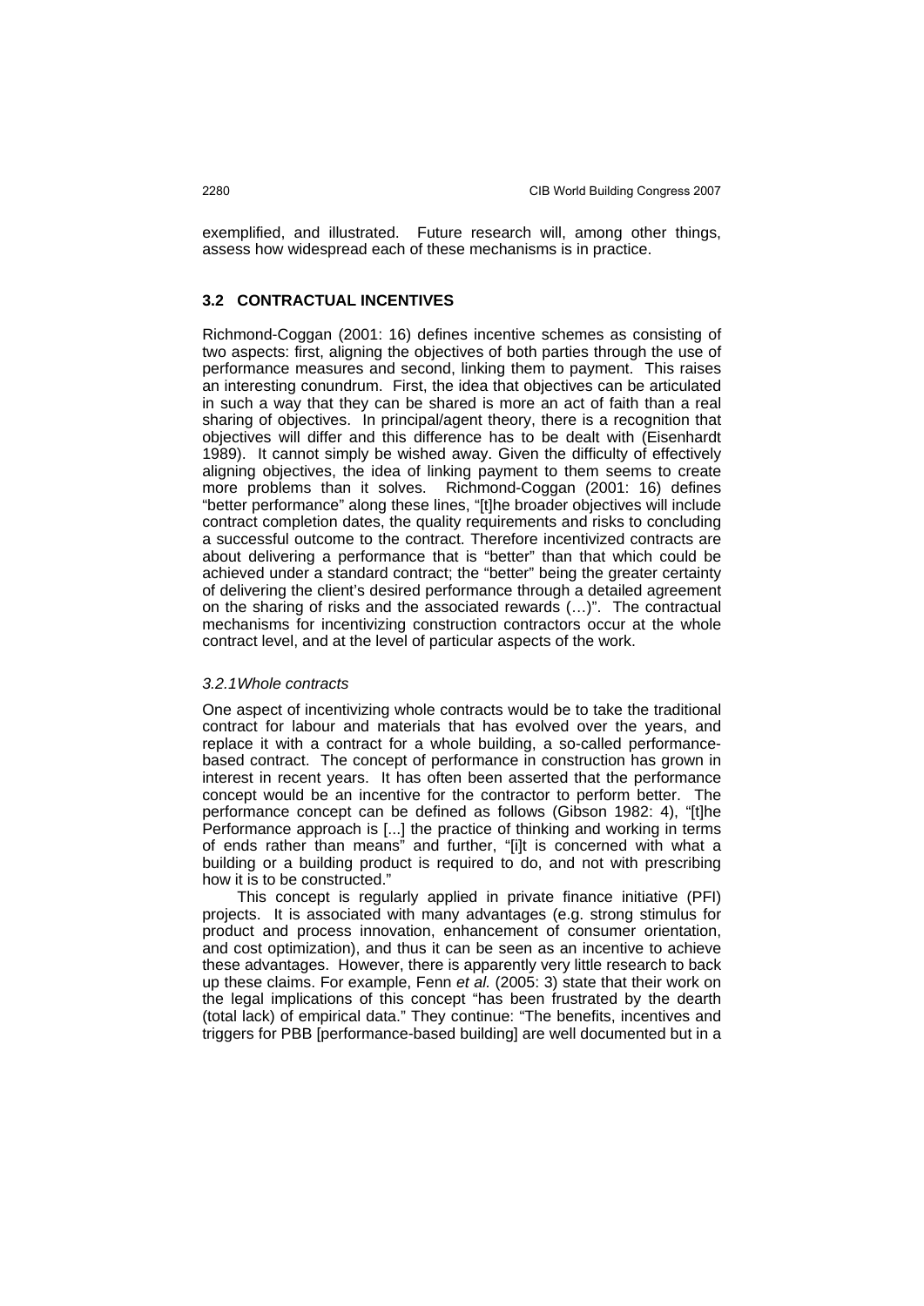exemplified, and illustrated. Future research will, among other things, assess how widespread each of these mechanisms is in practice.

### 3.2 CONTRACTUAL INCENTIVES

Richmond-Coggan (2001: 16) defines incentive schemes as consisting of two aspects: first, aligning the objectives of both parties through the use of performance measures and second, linking them to payment. This raises an interesting conundrum. First, the idea that objectives can be articulated in such a way that they can be shared is more an act of faith than a real sharing of objectives. In principal/agent theory, there is a recognition that objectives will differ and this difference has to be dealt with (Eisenhardt 1989). It cannot simply be wished away. Given the difficulty of effectively aligning objectives, the idea of linking payment to them seems to create more problems than it solves. Richmond-Coggan (2001: 16) defines "better performance" along these lines, "[t]he broader objectives will include contract completion dates, the quality requirements and risks to concluding a successful outcome to the contract. Therefore incentivized contracts are about delivering a performance that is "better" than that which could be achieved under a standard contract; the "better" being the greater certainty of delivering the client's desired performance through a detailed agreement on the sharing of risks and the associated rewards (…)". The contractual mechanisms for incentivizing construction contractors occur at the whole contract level, and at the level of particular aspects of the work.

#### *3.2.1Whole contracts*

One aspect of incentivizing whole contracts would be to take the traditional contract for labour and materials that has evolved over the years, and replace it with a contract for a whole building, a so-called performance-based contract. The concept of performance in construction has grown in interest in recent years. It has often been asserted that the performance concept would be an incentive for the contractor to perform better. The performance concept can be defined as follows (Gibson 1982: 4), "[t]he Performance approach is [...] the practice of thinking and working in terms of ends rather than means" and further, "[i]t is concerned with what a building or a building product is required to do, and not with prescribing how it is to be constructed."

This concept is regularly applied in private finance initiative (PFI) projects. It is associated with many advantages (e.g. strong stimulus for product and process innovation, enhancement of consumer orientation, and cost optimization), and thus it can be seen as an incentive to achieve these advantages. However, there is apparently very little research to back up these claims. For example, Fenn *et al.* (2005: 3) state that their work on the legal implications of this concept "has been frustrated by the dearth (total lack) of empirical data." They continue: "The benefits, incentives and triggers for PBB [performance-based building] are well documented but in a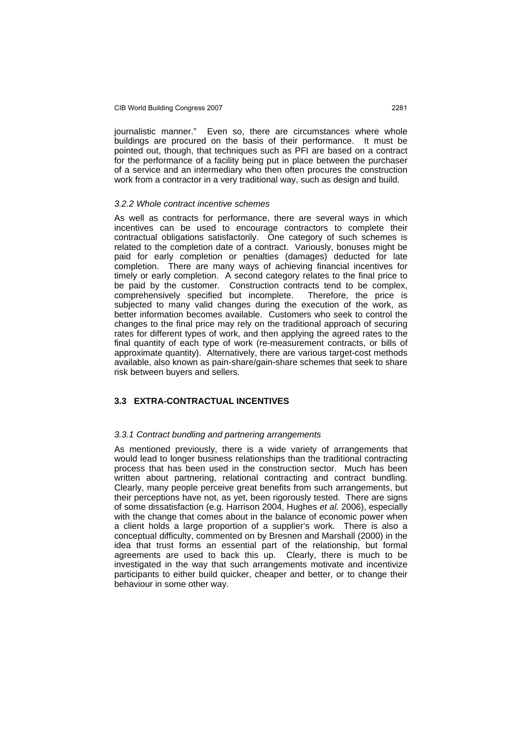journalistic manner." Even so, there are circumstances where whole buildings are procured on the basis of their performance. It must be pointed out, though, that techniques such as PFI are based on a contract for the performance of a facility being put in place between the purchaser of a service and an intermediary who then often procures the construction work from a contractor in a very traditional way, such as design and build.

#### *3.2.2 Whole contract incentive schemes*

As well as contracts for performance, there are several ways in which incentives can be used to encourage contractors to complete their contractual obligations satisfactorily. One category of such schemes is related to the completion date of a contract. Variously, bonuses might be paid for early completion or penalties (damages) deducted for late completion. There are many ways of achieving financial incentives for timely or early completion. A second category relates to the final price to be paid by the customer. Construction contracts tend to be complex, comprehensively specified but incomplete. Therefore, the price is subjected to many valid changes during the execution of the work, as better information becomes available. Customers who seek to control the changes to the final price may rely on the traditional approach of securing rates for different types of work, and then applying the agreed rates to the final quantity of each type of work (re-measurement contracts, or bills of approximate quantity). Alternatively, there are various target-cost methods available, also known as pain-share/gain-share schemes that seek to share risk between buyers and sellers.

### **3.3 EXTRA-CONTRACTUAL INCENTIVES**

#### *3.3.1 Contract bundling and partnering arrangements*

As mentioned previously, there is a wide variety of arrangements that would lead to longer business relationships than the traditional contracting process that has been used in the construction sector. Much has been written about partnering, relational contracting and contract bundling. Clearly, many people perceive great benefits from such arrangements, but their perceptions have not, as yet, been rigorously tested. There are signs of some dissatisfaction (e.g. Harrison 2004, Hughes *et al.* 2006), especially with the change that comes about in the balance of economic power when a client holds a large proportion of a supplier's work. There is also a conceptual difficulty, commented on by Bresnen and Marshall (2000) in the idea that trust forms an essential part of the relationship, but formal agreements are used to back this up. Clearly, there is much to be investigated in the way that such arrangements motivate and incentivize participants to either build quicker, cheaper and better, or to change their behaviour in some other way.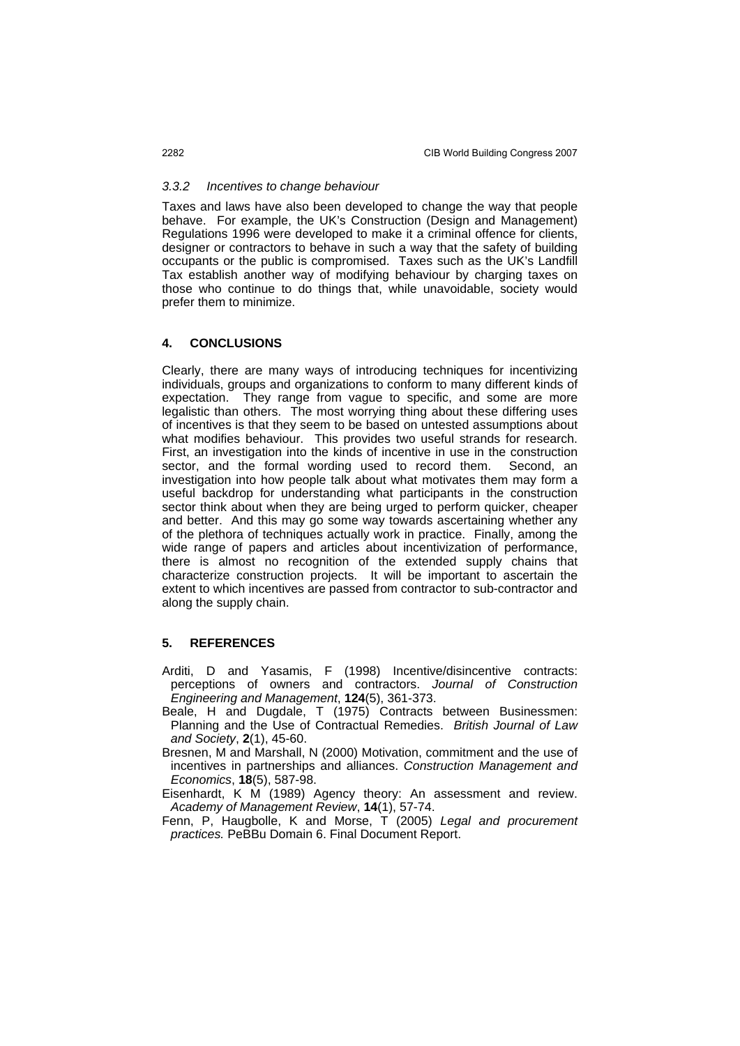### *3.3.2 Incentives to change behaviour*

Taxes and laws have also been developed to change the way that people behave. For example, the UK's Construction (Design and Management) Regulations 1996 were developed to make it a criminal offence for clients, designer or contractors to behave in such a way that the safety of building occupants or the public is compromised. Taxes such as the UK's Landfill Tax establish another way of modifying behaviour by charging taxes on those who continue to do things that, while unavoidable, society would prefer them to minimize.

## 4. CONCLUSIONS

Clearly, there are many ways of introducing techniques for incentivizing individuals, groups and organizations to conform to many different kinds of expectation. They range from vague to specific, and some are more legalistic than others. The most worrying thing about these differing uses of incentives is that they seem to be based on untested assumptions about what modifies behaviour. This provides two useful strands for research. First, an investigation into the kinds of incentive in use in the construction sector, and the formal wording used to record them. Second, an investigation into how people talk about what motivates them may form a useful backdrop for understanding what participants in the construction sector think about when they are being urged to perform quicker, cheaper and better. And this may go some way towards ascertaining whether any of the plethora of techniques actually work in practice. Finally, among the wide range of papers and articles about incentivization of performance, there is almost no recognition of the extended supply chains that characterize construction projects. It will be important to ascertain the extent to which incentives are passed from contractor to sub-contractor and along the supply chain.

## 5. REFERENCES

Arditi, D and Yasamis, F (1998) Incentive/disincentive contracts: perceptions of owners and contractors. *Journal of Construction Engineering and Management*, **124**(5), 361-373.

Beale, H and Dugdale, T (1975) Contracts between Businessmen: Planning and the Use of Contractual Remedies. *British Journal of Law and Society*, **2**(1), 45-60.

Bresnen, M and Marshall, N (2000) Motivation, commitment and the use of incentives in partnerships and alliances. *Construction Management and Economics*, **18**(5), 587-98.

Eisenhardt, K M (1989) Agency theory: An assessment and review. *Academy of Management Review*, **14**(1), 57-74.

Fenn, P, Haugbolle, K and Morse, T (2005) *Legal and procurement practices.* PeBBu Domain 6. Final Document Report.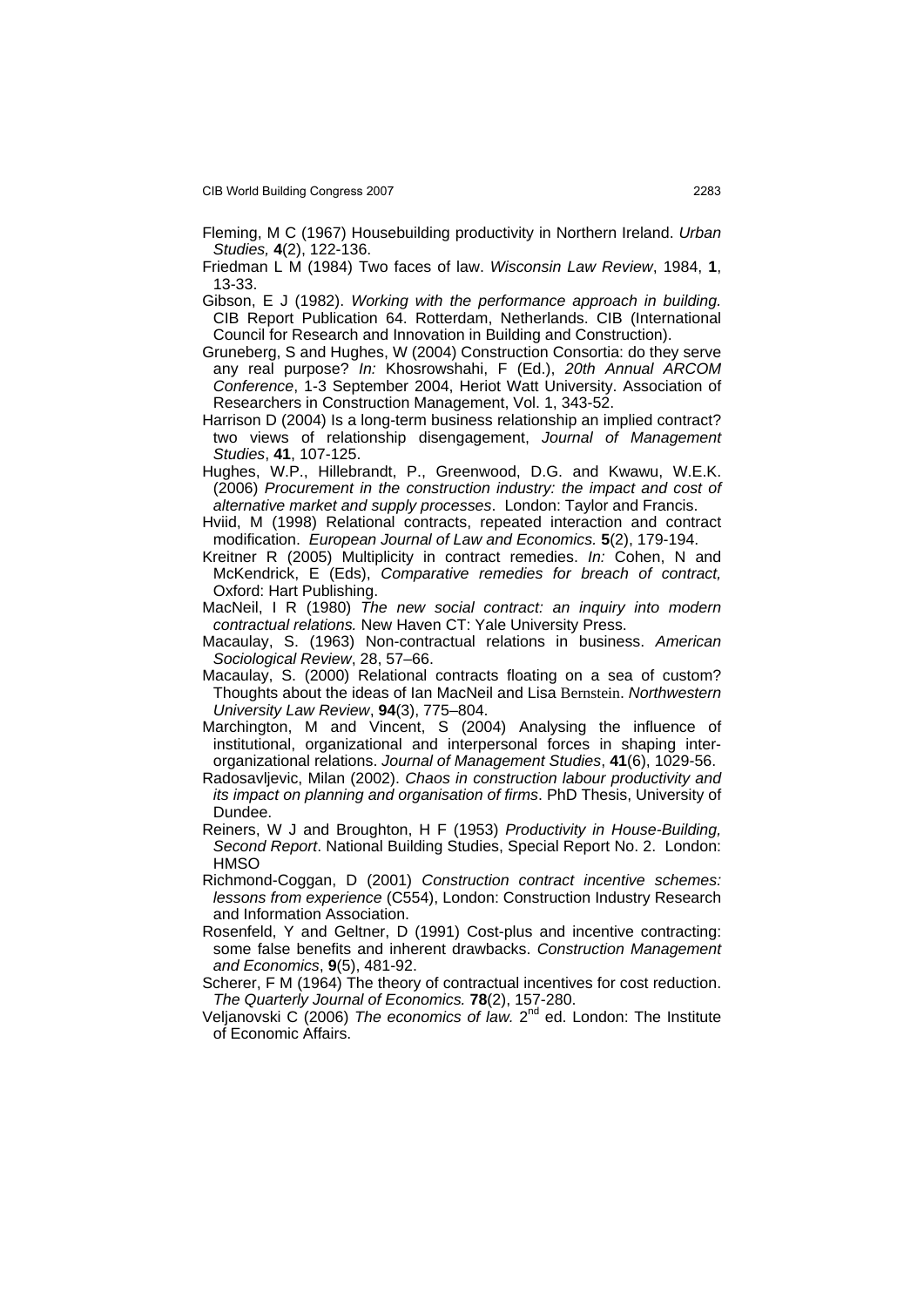Fleming, M C (1967) Housebuilding productivity in Northern Ireland. *Urban Studies,* **4**(2), 122-136.

Friedman L M (1984) Two faces of law. *Wisconsin Law Review*, 1984, **1**, 13-33.

Gibson, E J (1982). *Working with the performance approach in building.* CIB Report Publication 64. Rotterdam, Netherlands. CIB (International Council for Research and Innovation in Building and Construction).

Gruneberg, S and Hughes, W (2004) Construction Consortia: do they serve any real purpose? *In:* Khosrowshahi, F (Ed.), *20th Annual ARCOM Conference*, 1-3 September 2004, Heriot Watt University. Association of Researchers in Construction Management, Vol. 1, 343-52.

Harrison D (2004) Is a long-term business relationship an implied contract? two views of relationship disengagement, *Journal of Management Studies*, **41**, 107-125.

Hughes, W.P., Hillebrandt, P., Greenwood, D.G. and Kwawu, W.E.K. (2006) *Procurement in the construction industry: the impact and cost of alternative market and supply processes*. London: Taylor and Francis.

Hviid, M (1998) Relational contracts, repeated interaction and contract modification. *European Journal of Law and Economics.* **5**(2), 179-194.

Kreitner R (2005) Multiplicity in contract remedies. *In:* Cohen, N and McKendrick, E (Eds), *Comparative remedies for breach of contract,* Oxford: Hart Publishing.

MacNeil, I R (1980) *The new social contract: an inquiry into modern contractual relations.* New Haven CT: Yale University Press.

Macaulay, S. (1963) Non-contractual relations in business. *American Sociological Review*, 28, 57–66.

Macaulay, S. (2000) Relational contracts floating on a sea of custom? Thoughts about the ideas of Ian MacNeil and Lisa Bernstein. *Northwestern University Law Review*, **94**(3), 775–804.

Marchington, M and Vincent, S (2004) Analysing the influence of institutional, organizational and interpersonal forces in shaping inter-organizational relations. *Journal of Management Studies*, **41**(6), 1029-56.

Radosavljevic, Milan (2002). *Chaos in construction labour productivity and its impact on planning and organisation of firms*. PhD Thesis, University of Dundee.

Reiners, W J and Broughton, H F (1953) *Productivity in House-Building, Second Report*. National Building Studies, Special Report No. 2. London: HMSO

Richmond-Coggan, D (2001) *Construction contract incentive schemes: lessons from experience* (C554), London: Construction Industry Research and Information Association.

Rosenfeld, Y and Geltner, D (1991) Cost-plus and incentive contracting: some false benefits and inherent drawbacks. *Construction Management and Economics*, **9**(5), 481-92.

Scherer, F M (1964) The theory of contractual incentives for cost reduction. *The Quarterly Journal of Economics.* **78**(2), 157-280.

Veljanovski C (2006) *The economics of law.* 2nd ed. London: The Institute of Economic Affairs.